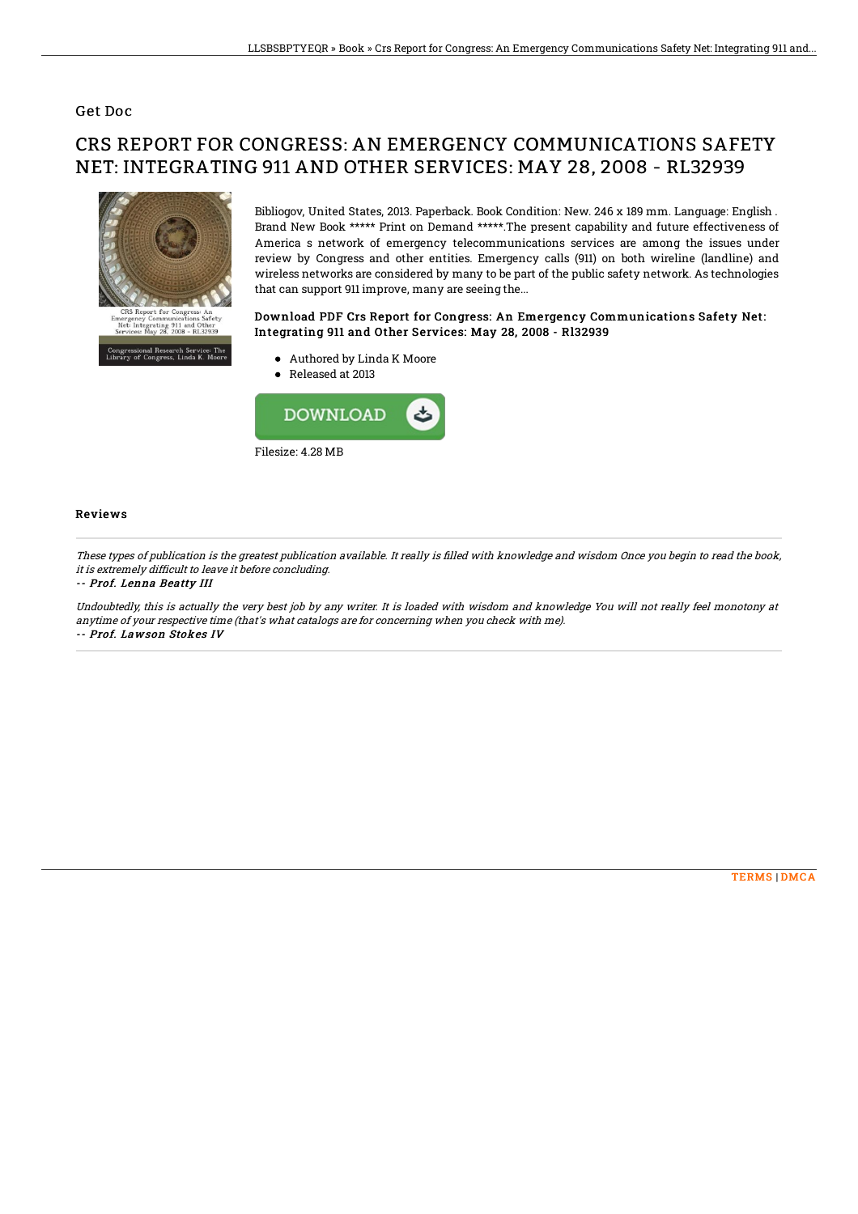## Get Doc

# CRS REPORT FOR CONGRESS: AN EMERGENCY COMMUNICATIONS SAFETY NET: INTEGRATING 911 AND OTHER SERVICES: MAY 28, 2008 - RL32939

Bibliogov, United States, 2013. Paperback. Book Condition: New. 246 x 189 mm. Language: English . Brand New Book ***** Print on Demand *****.The present capability and future effectiveness of America s network of emergency telecommunications services are among the issues under review by Congress and other entities. Emergency calls (911) on both wireline (landline) and wireless networks are considered by many to be part of the public safety network. As technologies that can support 911 improve, many are seeing the...

### Download PDF Crs Report for Congress: An Emergency Communications Safety Net: Integrating 911 and Other Services: May 28, 2008 - Rl32939

- Authored by Linda K Moore
- Released at 2013

Filesize: 4.28 MB

## Reviews

*These types of publication is the greatest publication available. It really is filled with knowledge and wisdom Once you begin to read the book, it is extremely difficult to leave it before concluding.*

*-- Prof. Lenna Beatty III*

*Undoubtedly, this is actually the very best job by any writer. It is loaded with wisdom and knowledge You will not really feel monotony at anytime of your respective time (that's what catalogs are for concerning when you check with me).*

*-- Prof. Lawson Stokes IV*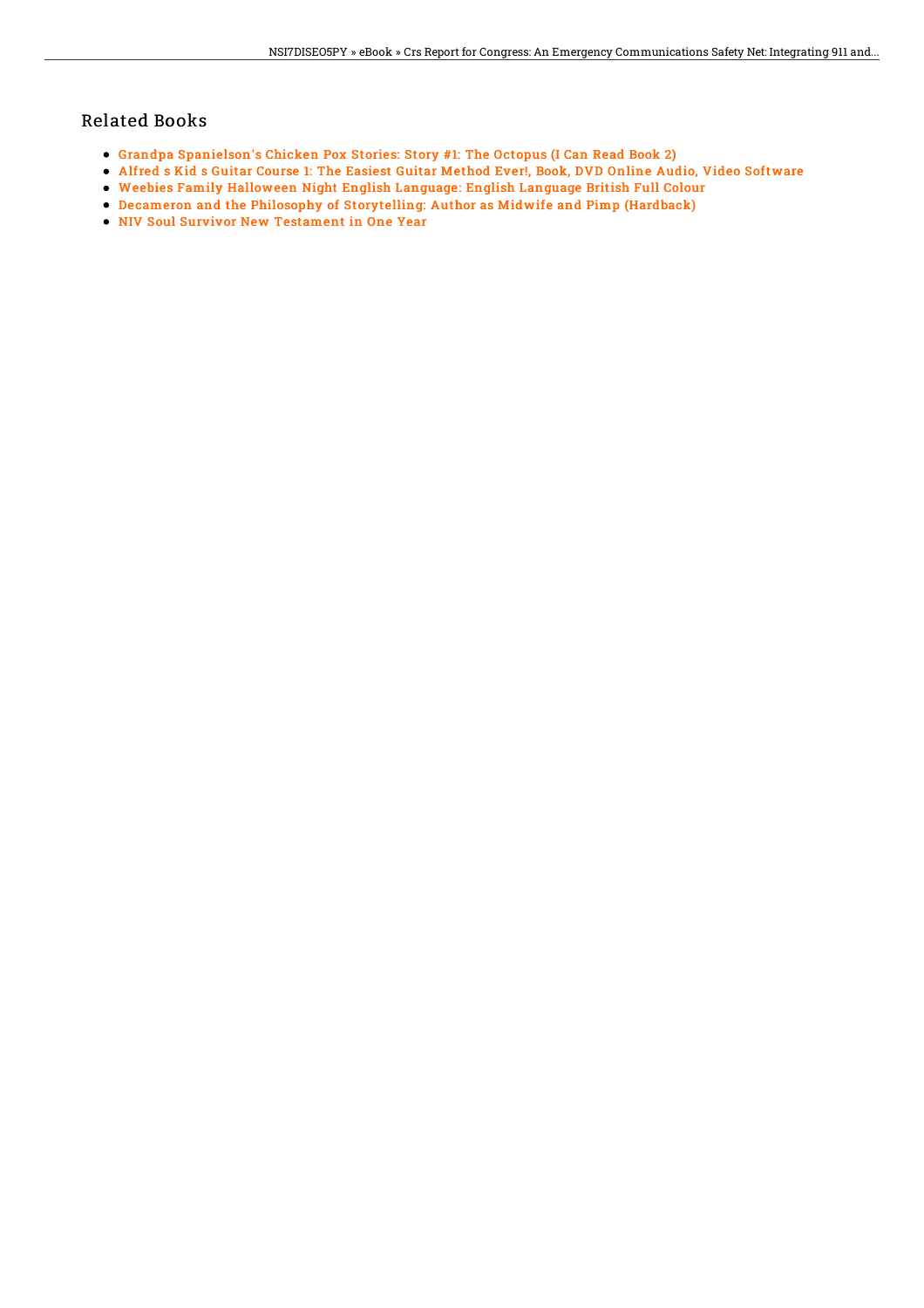## Related Books

- Grandpa Spanielson's Chicken Pox Stories: Story #1: The Octopus (I Can Read Book 2)
- Alfred s Kid s Guitar Course 1: The Easiest Guitar Method Ever!, Book, DVD Online Audio, Video Software
- Weebies Family Halloween Night English Language: English Language British Full Colour
- Decameron and the Philosophy of Storytelling: Author as Midwife and Pimp (Hardback)
- NIV Soul Survivor New Testament in One Year